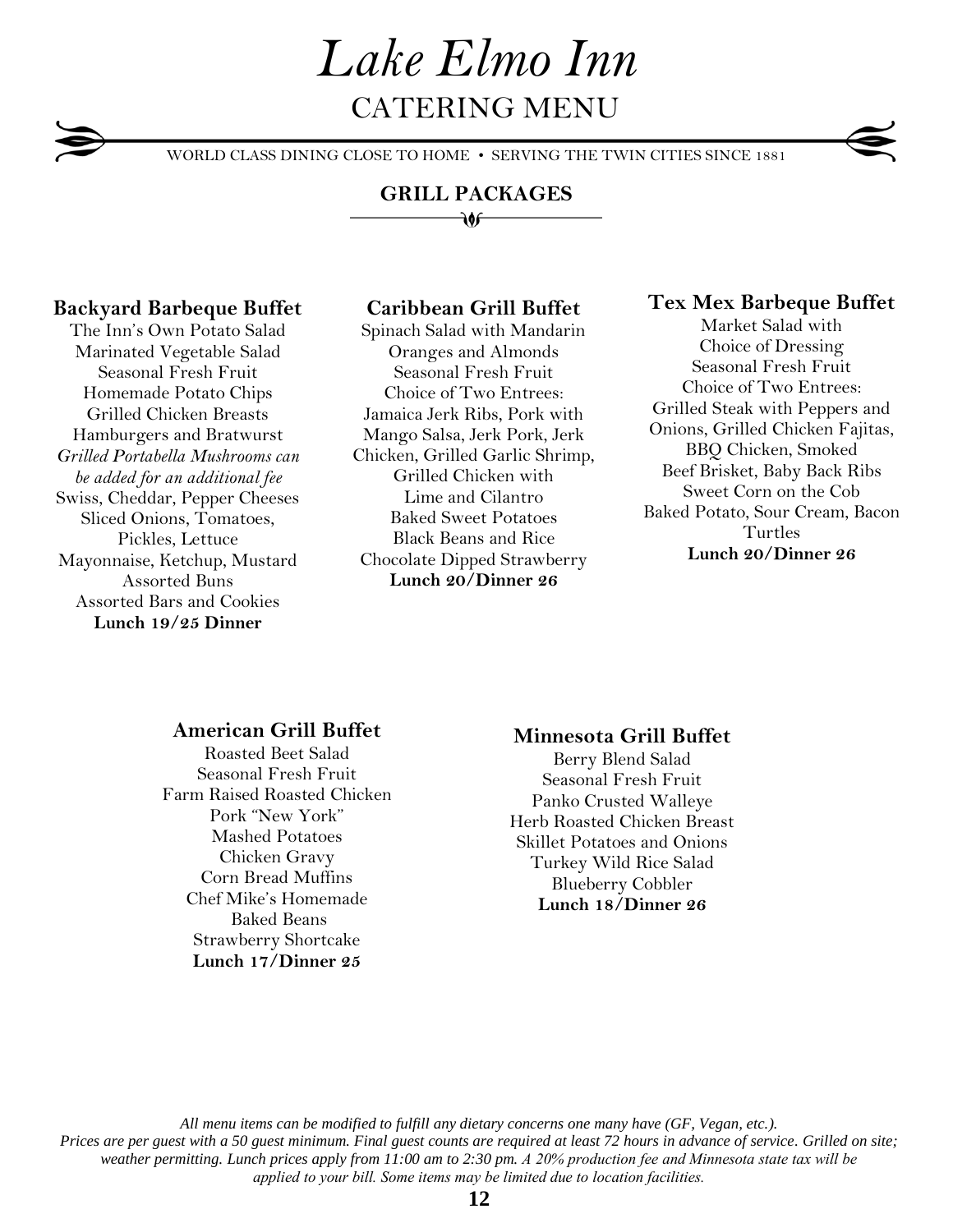# Lake Elmo Inn

## CATERING MENU

WORLD CLASS DINING CLOSE TO HOME • SERVING THE TWIN CITIES SINCE 1881

## GRILL PACKAGES

### Backyard Barbeque Buffet

The Inn's Own Potato Salad
Marinated Vegetable Salad
Seasonal Fresh Fruit
Homemade Potato Chips
Grilled Chicken Breasts
Hamburgers and Bratwurst
*Grilled Portabella Mushrooms can be added for an additional fee*
Swiss, Cheddar, Pepper Cheeses
Sliced Onions, Tomatoes, Pickles, Lettuce
Mayonnaise, Ketchup, Mustard
Assorted Buns
Assorted Bars and Cookies
**Lunch 19/25 Dinner**

### Caribbean Grill Buffet

Spinach Salad with Mandarin Oranges and Almonds
Seasonal Fresh Fruit
Choice of Two Entrees:
Jamaica Jerk Ribs, Pork with Mango Salsa, Jerk Pork, Jerk Chicken, Grilled Garlic Shrimp, Grilled Chicken with Lime and Cilantro
Baked Sweet Potatoes
Black Beans and Rice
Chocolate Dipped Strawberry
**Lunch 20/Dinner 26**

### Tex Mex Barbeque Buffet

Market Salad with Choice of Dressing
Seasonal Fresh Fruit
Choice of Two Entrees:
Grilled Steak with Peppers and Onions, Grilled Chicken Fajitas, BBQ Chicken, Smoked Beef Brisket, Baby Back Ribs
Sweet Corn on the Cob
Baked Potato, Sour Cream, Bacon
Turtles
**Lunch 20/Dinner 26**

### American Grill Buffet

Roasted Beet Salad
Seasonal Fresh Fruit
Farm Raised Roasted Chicken
Pork "New York"
Mashed Potatoes
Chicken Gravy
Corn Bread Muffins
Chef Mike's Homemade Baked Beans
Strawberry Shortcake
**Lunch 17/Dinner 25**

### Minnesota Grill Buffet

Berry Blend Salad
Seasonal Fresh Fruit
Panko Crusted Walleye
Herb Roasted Chicken Breast
Skillet Potatoes and Onions
Turkey Wild Rice Salad
Blueberry Cobbler
**Lunch 18/Dinner 26**

*All menu items can be modified to fulfill any dietary concerns one many have (GF, Vegan, etc.). Prices are per guest with a 50 guest minimum. Final guest counts are required at least 72 hours in advance of service. Grilled on site; weather permitting. Lunch prices apply from 11:00 am to 2:30 pm. A 20% production fee and Minnesota state tax will be applied to your bill. Some items may be limited due to location facilities.*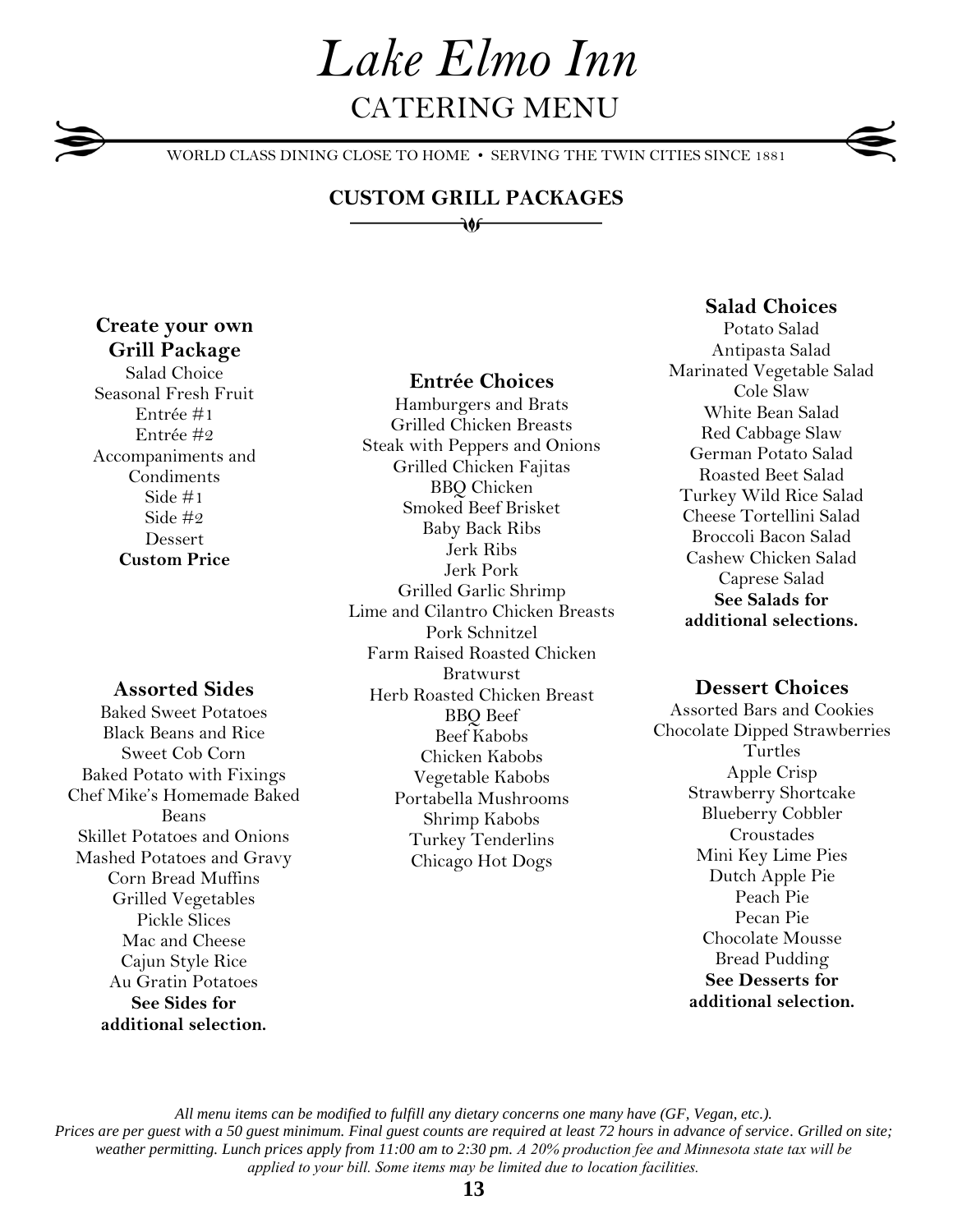# Lake Elmo Inn

## CATERING MENU

WORLD CLASS DINING CLOSE TO HOME • SERVING THE TWIN CITIES SINCE 1881

### CUSTOM GRILL PACKAGES

**Create your own Grill Package**

Salad Choice
Seasonal Fresh Fruit
Entrée #1
Entrée #2
Accompaniments and Condiments
Side #1
Side #2
Dessert
**Custom Price**

**Assorted Sides**

Baked Sweet Potatoes
Black Beans and Rice
Sweet Cob Corn
Baked Potato with Fixings
Chef Mike's Homemade Baked Beans
Skillet Potatoes and Onions
Mashed Potatoes and Gravy
Corn Bread Muffins
Grilled Vegetables
Pickle Slices
Mac and Cheese
Cajun Style Rice
Au Gratin Potatoes
**See Sides for additional selection.**

**Entrée Choices**

Hamburgers and Brats
Grilled Chicken Breasts
Steak with Peppers and Onions
Grilled Chicken Fajitas
BBQ Chicken
Smoked Beef Brisket
Baby Back Ribs
Jerk Ribs
Jerk Pork
Grilled Garlic Shrimp
Lime and Cilantro Chicken Breasts
Pork Schnitzel
Farm Raised Roasted Chicken
Bratwurst
Herb Roasted Chicken Breast
BBQ Beef
Beef Kabobs
Chicken Kabobs
Vegetable Kabobs
Portabella Mushrooms
Shrimp Kabobs
Turkey Tenderlins
Chicago Hot Dogs

**Salad Choices**

Potato Salad
Antipasta Salad
Marinated Vegetable Salad
Cole Slaw
White Bean Salad
Red Cabbage Slaw
German Potato Salad
Roasted Beet Salad
Turkey Wild Rice Salad
Cheese Tortellini Salad
Broccoli Bacon Salad
Cashew Chicken Salad
Caprese Salad
**See Salads for additional selections.**

**Dessert Choices**

Assorted Bars and Cookies
Chocolate Dipped Strawberries
Turtles
Apple Crisp
Strawberry Shortcake
Blueberry Cobbler
Croustades
Mini Key Lime Pies
Dutch Apple Pie
Peach Pie
Pecan Pie
Chocolate Mousse
Bread Pudding
**See Desserts for additional selection.**

*All menu items can be modified to fulfill any dietary concerns one many have (GF, Vegan, etc.).*
*Prices are per guest with a 50 guest minimum. Final guest counts are required at least 72 hours in advance of service. Grilled on site; weather permitting. Lunch prices apply from 11:00 am to 2:30 pm. A 20% production fee and Minnesota state tax will be applied to your bill. Some items may be limited due to location facilities.*